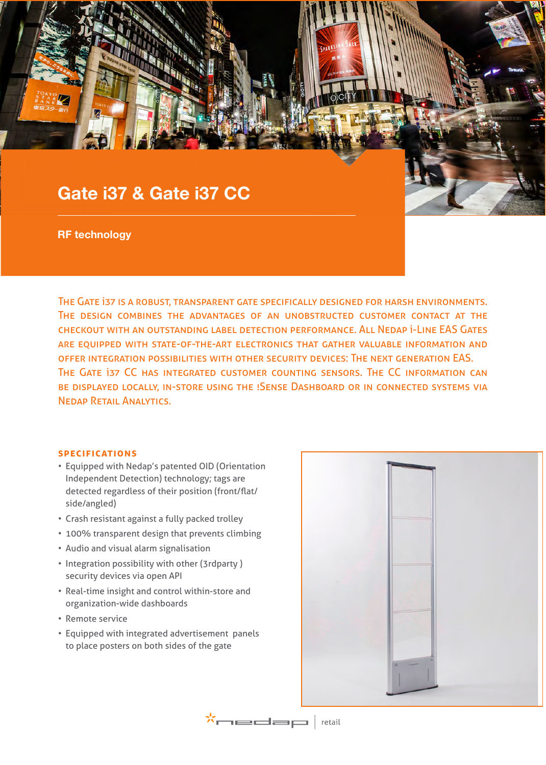# Gate i37 & Gate i37 CC

## RF technology

The Gate i37 is a robust, transparent gate specifically designed for harsh environments. The design combines the advantages of an unobstructed customer contact at the checkout with an outstanding label detection performance. All Nedap i-Line EAS Gates are equipped with state-of-the-art electronics that gather valuable information and offer integration possibilities with other security devices: The next generation EAS. The Gate i37 CC has integrated customer counting sensors. The CC information can be displayed locally, in-store using the !Sense Dashboard or in connected systems via Nedap Retail Analytics.

### SPECIFICATIONS

- Equipped with Nedap's patented OID (Orientation Independent Detection) technology; tags are detected regardless of their position (front/flat/side/angled)
- Crash resistant against a fully packed trolley
- 100% transparent design that prevents climbing
- Audio and visual alarm signalisation
- Integration possibility with other (3rdparty ) security devices via open API
- Real-time insight and control within-store and organization-wide dashboards
- Remote service
- Equipped with integrated advertisement panels to place posters on both sides of the gate

nedap | retail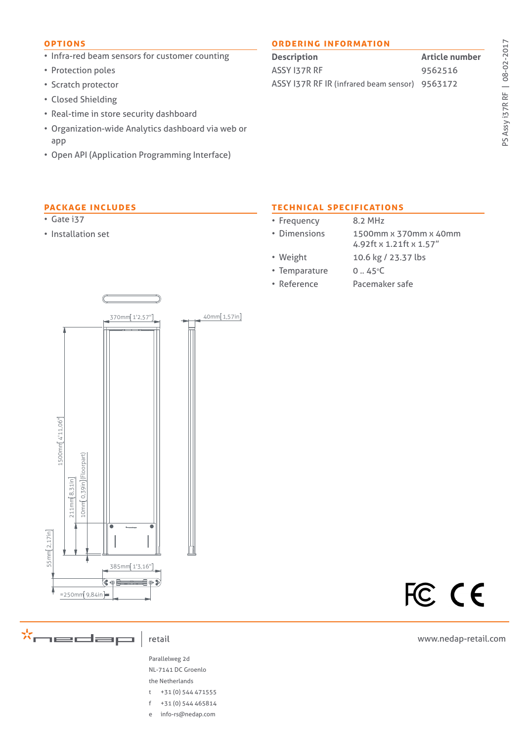## OPTIONS

- Infra-red beam sensors for customer counting
- Protection poles
- Scratch protector
- Closed Shielding
- Real-time in store security dashboard
- Organization-wide Analytics dashboard via web or app
- Open API (Application Programming Interface)

## ORDERING INFORMATION

| Description | Article number |
|---|---|
| ASSY I37R RF | 9562516 |
| ASSY I37R RF IR (infrared beam sensor) | 9563172 |

## PACKAGE INCLUDES

- Gate i37
- Installation set

## TECHNICAL SPECIFICATIONS

| | |
|---|---|
| Frequency | 8.2 MHz |
| Dimensions | 1500mm x 370mm x 40mm<br>4.92ft x 1.21ft x 1.57" |
| Weight | 10.6 kg / 23.37 lbs |
| Temparature | 0 .. 45°C |
| Reference | Pacemaker safe |

370mm[ 1'2,57"]

40mm[ 1,57in]

1500mm[ 4'11.06"]

211mm[ 8,31in]

10mm[ 0,39in] (Floorpart)

55mm[ 2,17in]

385mm[ 1'3,16"]

≈250mm[ 9,84in]

PS Assy i37R RF | 08-02-2017

nedap retail

Parallelweg 2d
NL-7141 DC Groenlo
the Netherlands
t +31 (0) 544 471555
f +31 (0) 544 465814
e info-rs@nedap.com

www.nedap-retail.com